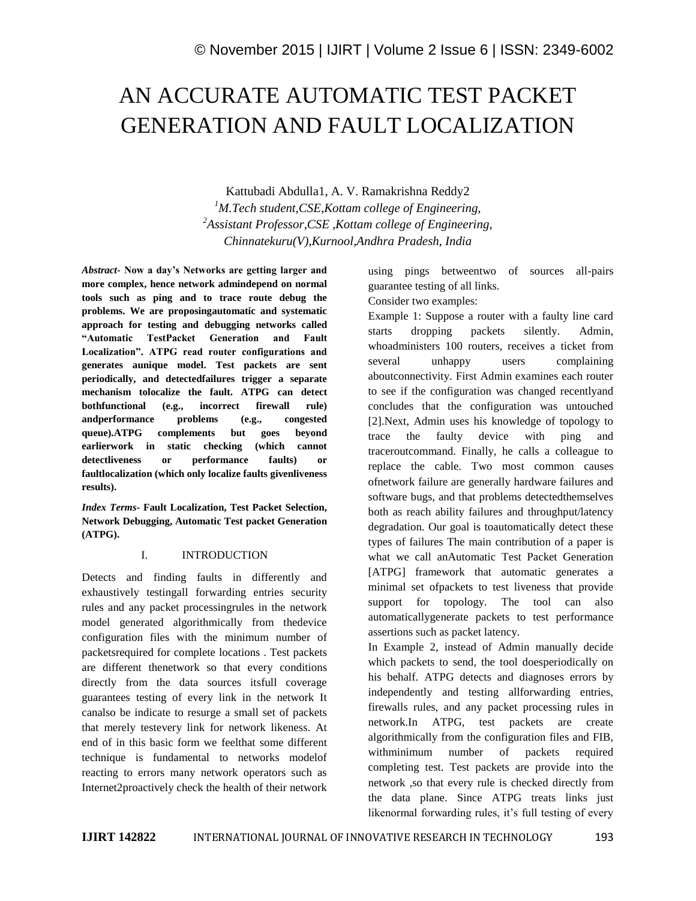# AN ACCURATE AUTOMATIC TEST PACKET GENERATION AND FAULT LOCALIZATION

Kattubadi Abdulla1, A. V. Ramakrishna Reddy2

[1]*M.Tech student,CSE,Kottam college of Engineering,*

[2]*Assistant Professor,CSE ,Kottam college of Engineering,*

*Chinnatekuru(V),Kurnool,Andhra Pradesh, India*

***Abstract-*** **Now a day's Networks are getting larger and more complex, hence network admindepend on normal tools such as ping and to trace route debug the problems. We are proposingautomatic and systematic approach for testing and debugging networks called "Automatic TestPacket Generation and Fault Localization". ATPG read router configurations and generates aunique model. Test packets are sent periodically, and detectedfailures trigger a separate mechanism tolocalize the fault. ATPG can detect bothfunctional (e.g., incorrect firewall rule) andperformance problems (e.g., congested queue).ATPG complements but goes beyond earlierwork in static checking (which cannot detectliveness or performance faults) or faultlocalization (which only localize faults givenliveness results).**

***Index Terms-*** **Fault Localization, Test Packet Selection, Network Debugging, Automatic Test packet Generation (ATPG).**

## I. INTRODUCTION

Detects and finding faults in differently and exhaustively testingall forwarding entries security rules and any packet processingrules in the network model generated algorithmically from thedevice configuration files with the minimum number of packetsrequired for complete locations . Test packets are different thenetwork so that every conditions directly from the data sources itsfull coverage guarantees testing of every link in the network It canalso be indicate to resurge a small set of packets that merely testevery link for network likeness. At end of in this basic form we feelthat some different technique is fundamental to networks modelof reacting to errors many network operators such as Internet2proactively check the health of their network using pings betweentwo of sources all-pairs guarantee testing of all links.

Consider two examples:

Example 1: Suppose a router with a faulty line card starts dropping packets silently. Admin, whoadministers 100 routers, receives a ticket from several unhappy users complaining aboutconnectivity. First Admin examines each router to see if the configuration was changed recentlyand concludes that the configuration was untouched [2].Next, Admin uses his knowledge of topology to trace the faulty device with ping and traceroutcommand. Finally, he calls a colleague to replace the cable. Two most common causes ofnetwork failure are generally hardware failures and software bugs, and that problems detectedthemselves both as reach ability failures and throughput/latency degradation. Our goal is toautomatically detect these types of failures The main contribution of a paper is what we call anAutomatic Test Packet Generation [ATPG] framework that automatic generates a minimal set ofpackets to test liveness that provide support for topology. The tool can also automaticallygenerate packets to test performance assertions such as packet latency.

In Example 2, instead of Admin manually decide which packets to send, the tool doesperiodically on his behalf. ATPG detects and diagnoses errors by independently and testing allforwarding entries, firewalls rules, and any packet processing rules in network.In ATPG, test packets are create algorithmically from the configuration files and FIB, withminimum number of packets required completing test. Test packets are provide into the network ,so that every rule is checked directly from the data plane. Since ATPG treats links just likenormal forwarding rules, it's full testing of every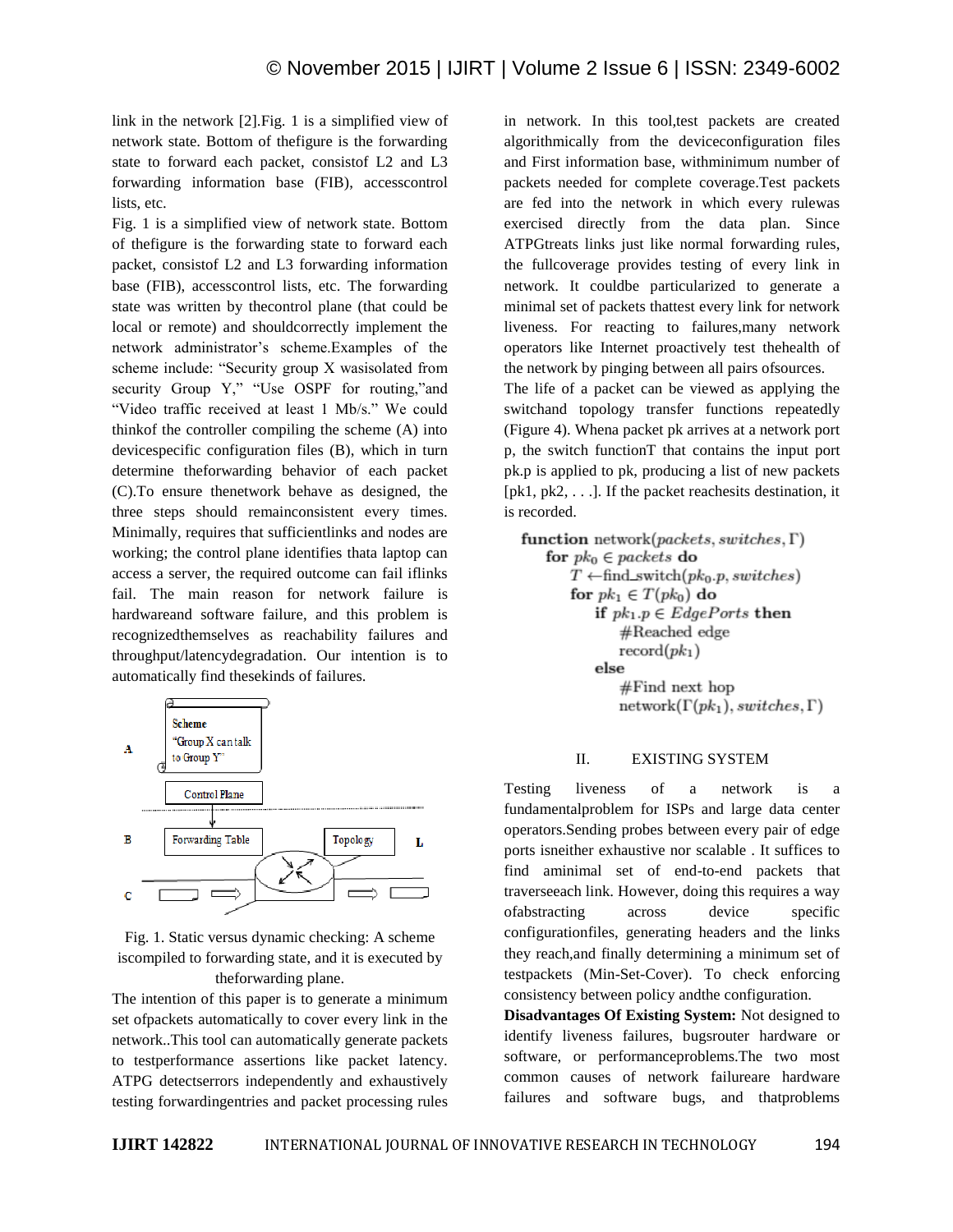link in the network [2].Fig. 1 is a simplified view of network state. Bottom of thefigure is the forwarding state to forward each packet, consistof L2 and L3 forwarding information base (FIB), accesscontrol lists, etc.

Fig. 1 is a simplified view of network state. Bottom of thefigure is the forwarding state to forward each packet, consistof L2 and L3 forwarding information base (FIB), accesscontrol lists, etc. The forwarding state was written by thecontrol plane (that could be local or remote) and shouldcorrectly implement the network administrator's scheme.Examples of the scheme include: "Security group X wasisolated from security Group Y," "Use OSPF for routing,"and "Video traffic received at least 1 Mb/s." We could thinkof the controller compiling the scheme (A) into devicespecific configuration files (B), which in turn determine theforwarding behavior of each packet (C).To ensure thenetwork behave as designed, the three steps should remainconsistent every times. Minimally, requires that sufficientlinks and nodes are working; the control plane identifies thata laptop can access a server, the required outcome can fail iflinks fail. The main reason for network failure is hardwareand software failure, and this problem is recognizedthemselves as reachability failures and throughput/latencydegradation. Our intention is to automatically find thesekinds of failures.

Fig. 1. Static versus dynamic checking: A scheme iscompiled to forwarding state, and it is executed by theforwarding plane.

The intention of this paper is to generate a minimum set ofpackets automatically to cover every link in the network..This tool can automatically generate packets to testperformance assertions like packet latency. ATPG detectserrors independently and exhaustively testing forwardingentries and packet processing rules in network. In this tool,test packets are created algorithmically from the deviceconfiguration files and First information base, withminimum number of packets needed for complete coverage.Test packets are fed into the network in which every rulewas exercised directly from the data plan. Since ATPGtreats links just like normal forwarding rules, the fullcoverage provides testing of every link in network. It couldbe particularized to generate a minimal set of packets thattest every link for network liveness. For reacting to failures,many network operators like Internet proactively test thehealth of the network by pinging between all pairs ofsources.

The life of a packet can be viewed as applying the switchand topology transfer functions repeatedly (Figure 4). Whena packet pk arrives at a network port p, the switch functionT that contains the input port pk.p is applied to pk, producing a list of new packets [pk1, pk2, . . .]. If the packet reachesits destination, it is recorded.

```
function network(packets, switches, Γ)
    for pk0 ∈ packets do
        T ←find_switch(pk0.p, switches)
        for pk1 ∈ T(pk0) do
            if pk1.p ∈ EdgePorts then
                #Reached edge
                record(pk1)
            else
                #Find next hop
                network(Γ(pk1), switches, Γ)
```

## II. EXISTING SYSTEM

Testing liveness of a network is a fundamentalproblem for ISPs and large data center operators.Sending probes between every pair of edge ports isneither exhaustive nor scalable . It suffices to find aminimal set of end-to-end packets that traverseeach link. However, doing this requires a way ofabstracting across device specific configurationfiles, generating headers and the links they reach,and finally determining a minimum set of testpackets (Min-Set-Cover). To check enforcing consistency between policy andthe configuration.

**Disadvantages Of Existing System:** Not designed to identify liveness failures, bugsrouter hardware or software, or performanceproblems.The two most common causes of network failureare hardware failures and software bugs, and thatproblems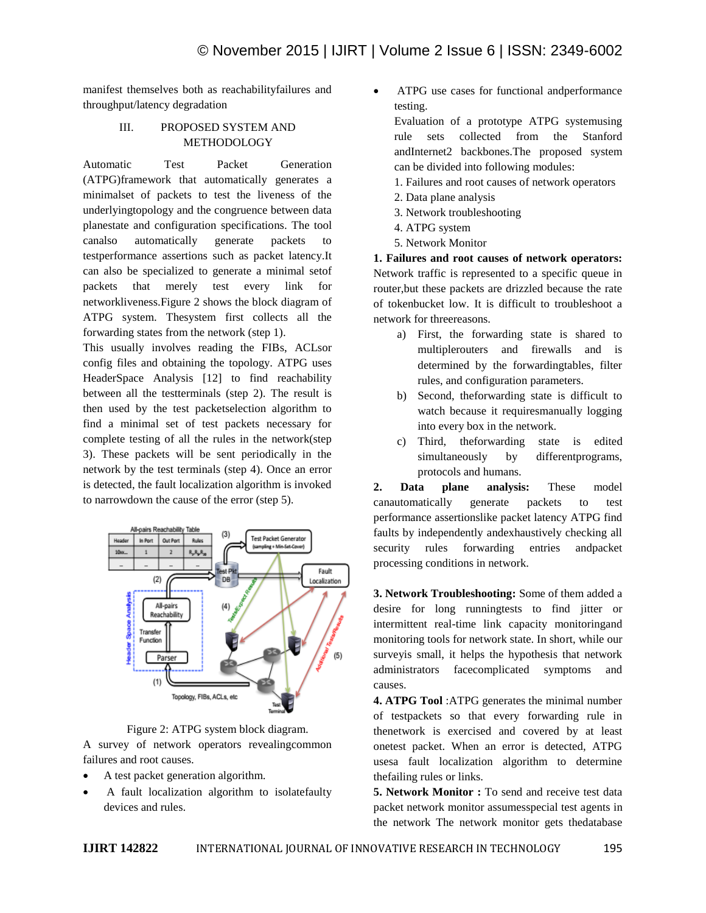manifest themselves both as reachabilityfailures and throughput/latency degradation

## III. PROPOSED SYSTEM AND METHODOLOGY

Automatic Test Packet Generation (ATPG)framework that automatically generates a minimalset of packets to test the liveness of the underlyingtopology and the congruence between data planestate and configuration specifications. The tool canalso automatically generate packets to testperformance assertions such as packet latency.It can also be specialized to generate a minimal setof packets that merely test every link for networkliveness.Figure 2 shows the block diagram of ATPG system. Thesystem first collects all the forwarding states from the network (step 1).

This usually involves reading the FIBs, ACLsor config files and obtaining the topology. ATPG uses HeaderSpace Analysis [12] to find reachability between all the testterminals (step 2). The result is then used by the test packetselection algorithm to find a minimal set of test packets necessary for complete testing of all the rules in the network(step 3). These packets will be sent periodically in the network by the test terminals (step 4). Once an error is detected, the fault localization algorithm is invoked to narrowdown the cause of the error (step 5).

Figure 2: ATPG system block diagram.

A survey of network operators revealingcommon failures and root causes.

- A test packet generation algorithm.
- A fault localization algorithm to isolatefaulty devices and rules.
- ATPG use cases for functional andperformance testing.

  Evaluation of a prototype ATPG systemusing rule sets collected from the Stanford andInternet2 backbones.The proposed system can be divided into following modules:

  1. Failures and root causes of network operators
  2. Data plane analysis
  3. Network troubleshooting
  4. ATPG system
  5. Network Monitor

**1. Failures and root causes of network operators:** Network traffic is represented to a specific queue in router,but these packets are drizzled because the rate of tokenbucket low. It is difficult to troubleshoot a network for threereasons.

a) First, the forwarding state is shared to multiplerouters and firewalls and is determined by the forwardingtables, filter rules, and configuration parameters.

b) Second, theforwarding state is difficult to watch because it requiresmanually logging into every box in the network.

c) Third, theforwarding state is edited simultaneously by differentprograms, protocols and humans.

**2. Data plane analysis:** These model canautomatically generate packets to test performance assertionslike packet latency ATPG find faults by independently andexhaustively checking all security rules forwarding entries andpacket processing conditions in network.

**3. Network Troubleshooting:** Some of them added a desire for long runningtests to find jitter or intermittent real-time link capacity monitoringand monitoring tools for network state. In short, while our surveyis small, it helps the hypothesis that network administrators facecomplicated symptoms and causes.

**4. ATPG Tool** :ATPG generates the minimal number of testpackets so that every forwarding rule in thenetwork is exercised and covered by at least onetest packet. When an error is detected, ATPG usesa fault localization algorithm to determine thefailing rules or links.

**5. Network Monitor :** To send and receive test data packet network monitor assumesspecial test agents in the network The network monitor gets thedatabase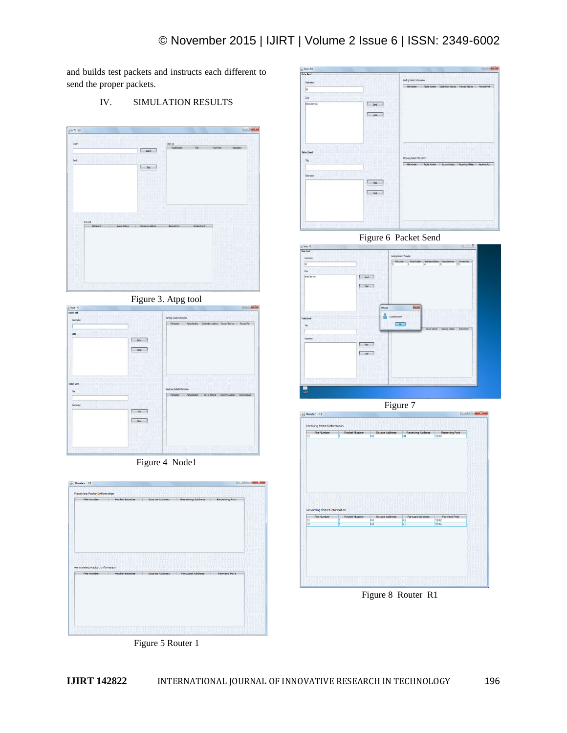and builds test packets and instructs each different to send the proper packets.

## IV. SIMULATION RESULTS

Figure 3. Atpg tool

Figure 4 Node1

Figure 5 Router 1

Figure 6 Packet Send

Figure 7

Figure 8 Router R1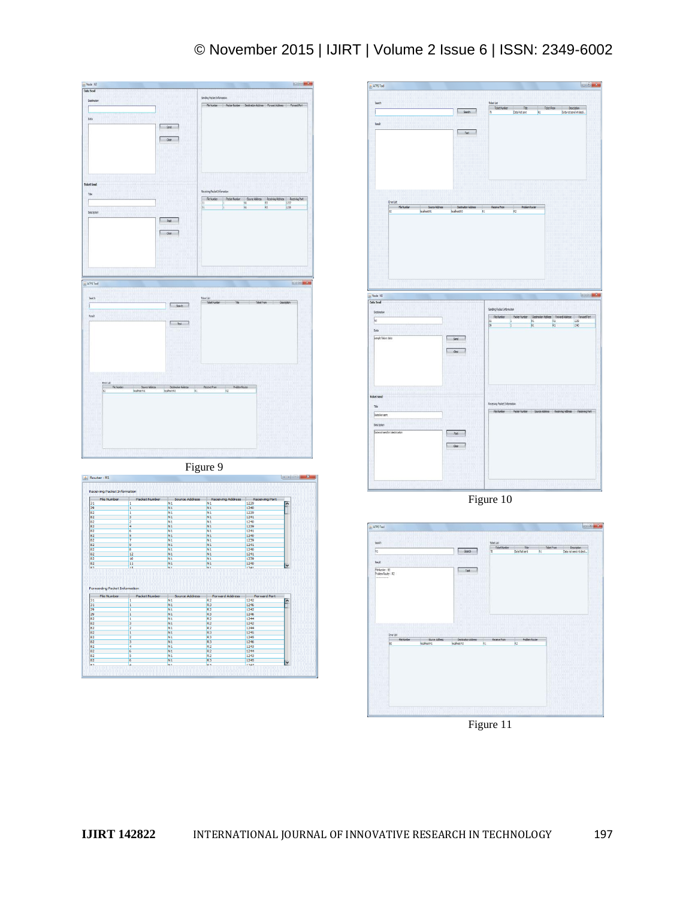Figure 9

Figure 10

Figure 11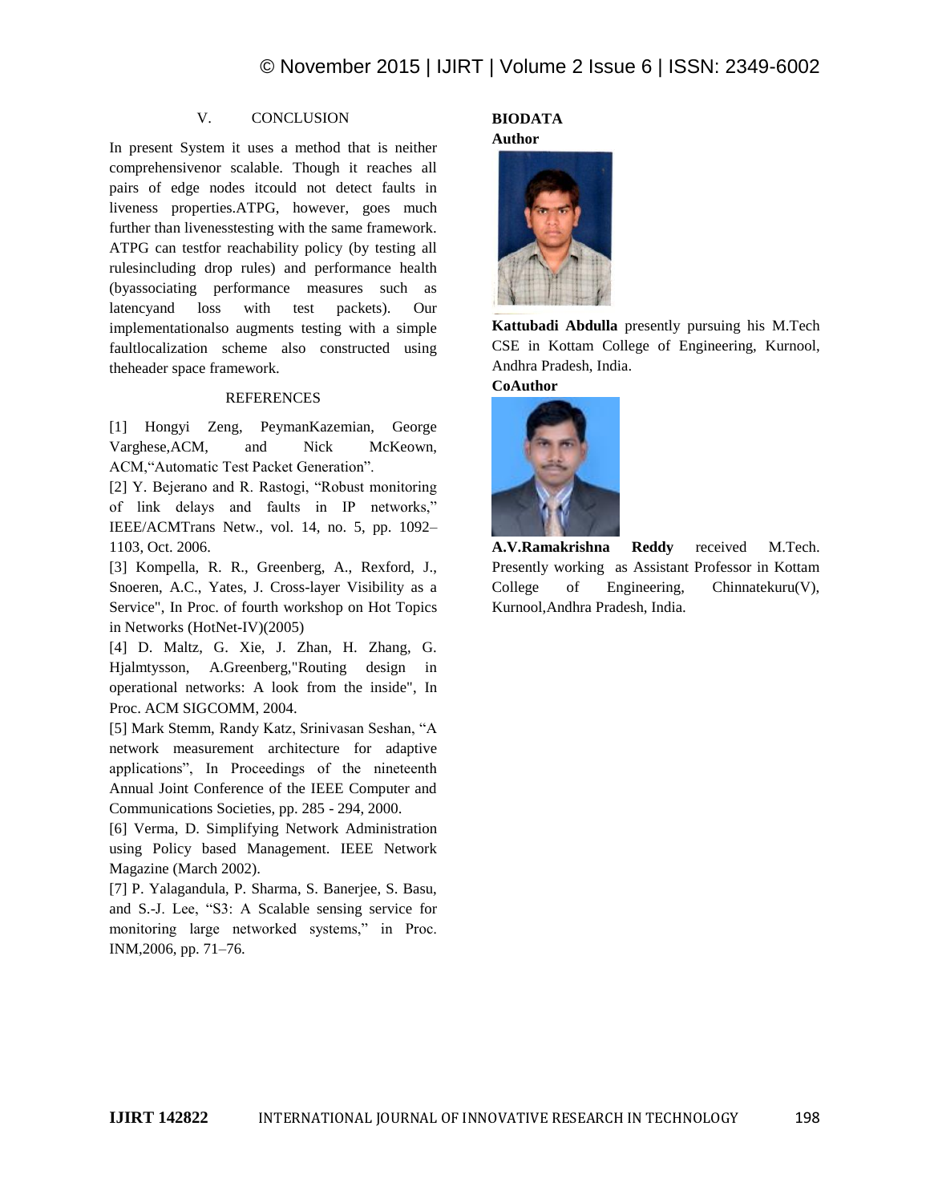## V. CONCLUSION

In present System it uses a method that is neither comprehensivenor scalable. Though it reaches all pairs of edge nodes itcould not detect faults in liveness properties.ATPG, however, goes much further than livenesstesting with the same framework. ATPG can testfor reachability policy (by testing all rulesincluding drop rules) and performance health (byassociating performance measures such as latencyand loss with test packets). Our implementationalso augments testing with a simple faultlocalization scheme also constructed using theheader space framework.

## REFERENCES

[1] Hongyi Zeng, PeymanKazemian, George Varghese,ACM, and Nick McKeown, ACM,"Automatic Test Packet Generation".

[2] Y. Bejerano and R. Rastogi, "Robust monitoring of link delays and faults in IP networks," IEEE/ACMTrans Netw., vol. 14, no. 5, pp. 1092–1103, Oct. 2006.

[3] Kompella, R. R., Greenberg, A., Rexford, J., Snoeren, A.C., Yates, J. Cross-layer Visibility as a Service", In Proc. of fourth workshop on Hot Topics in Networks (HotNet-IV)(2005)

[4] D. Maltz, G. Xie, J. Zhan, H. Zhang, G. Hjalmtysson, A.Greenberg,"Routing design in operational networks: A look from the inside", In Proc. ACM SIGCOMM, 2004.

[5] Mark Stemm, Randy Katz, Srinivasan Seshan, "A network measurement architecture for adaptive applications", In Proceedings of the nineteenth Annual Joint Conference of the IEEE Computer and Communications Societies, pp. 285 - 294, 2000.

[6] Verma, D. Simplifying Network Administration using Policy based Management. IEEE Network Magazine (March 2002).

[7] P. Yalagandula, P. Sharma, S. Banerjee, S. Basu, and S.-J. Lee, "S3: A Scalable sensing service for monitoring large networked systems," in Proc. INM,2006, pp. 71–76.

**BIODATA**

**Author**

**Kattubadi Abdulla** presently pursuing his M.Tech CSE in Kottam College of Engineering, Kurnool, Andhra Pradesh, India.

**CoAuthor**

**A.V.Ramakrishna Reddy** received M.Tech. Presently working as Assistant Professor in Kottam College of Engineering, Chinnatekuru(V), Kurnool,Andhra Pradesh, India.